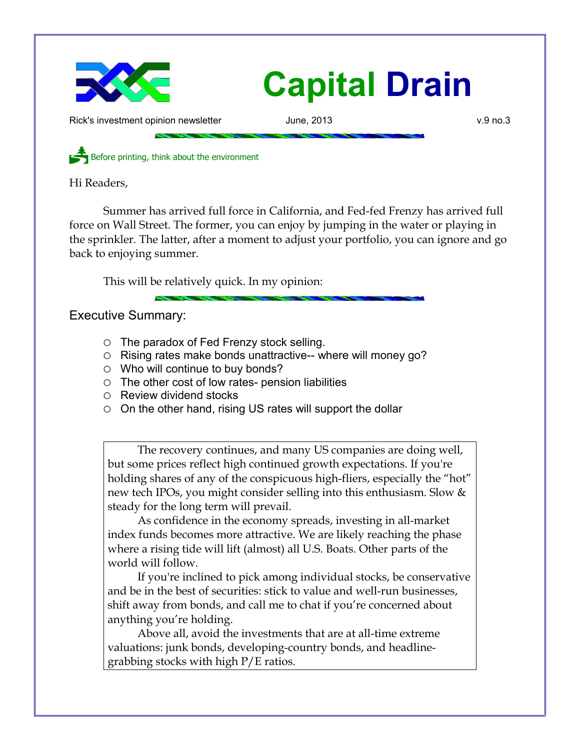# Capital Drain

Rick's investment opinion newsletter June, 2013 v.9 no.3

Before printing, think about the environment

Hi Readers,

Summer has arrived full force in California, and Fed-fed Frenzy has arrived full force on Wall Street. The former, you can enjoy by jumping in the water or playing in the sprinkler. The latter, after a moment to adjust your portfolio, you can ignore and go back to enjoying summer.

This will be relatively quick. In my opinion:

## Executive Summary:

- The paradox of Fed Frenzy stock selling.
- Rising rates make bonds unattractive-- where will money go?
- Who will continue to buy bonds?
- The other cost of low rates- pension liabilities
- Review dividend stocks
- On the other hand, rising US rates will support the dollar

The recovery continues, and many US companies are doing well, but some prices reflect high continued growth expectations. If you're holding shares of any of the conspicuous high-fliers, especially the "hot" new tech IPOs, you might consider selling into this enthusiasm. Slow & steady for the long term will prevail.

As confidence in the economy spreads, investing in all-market index funds becomes more attractive. We are likely reaching the phase where a rising tide will lift (almost) all U.S. Boats. Other parts of the world will follow.

If you're inclined to pick among individual stocks, be conservative and be in the best of securities: stick to value and well-run businesses, shift away from bonds, and call me to chat if you're concerned about anything you're holding.

Above all, avoid the investments that are at all-time extreme valuations: junk bonds, developing-country bonds, and headline-grabbing stocks with high P/E ratios.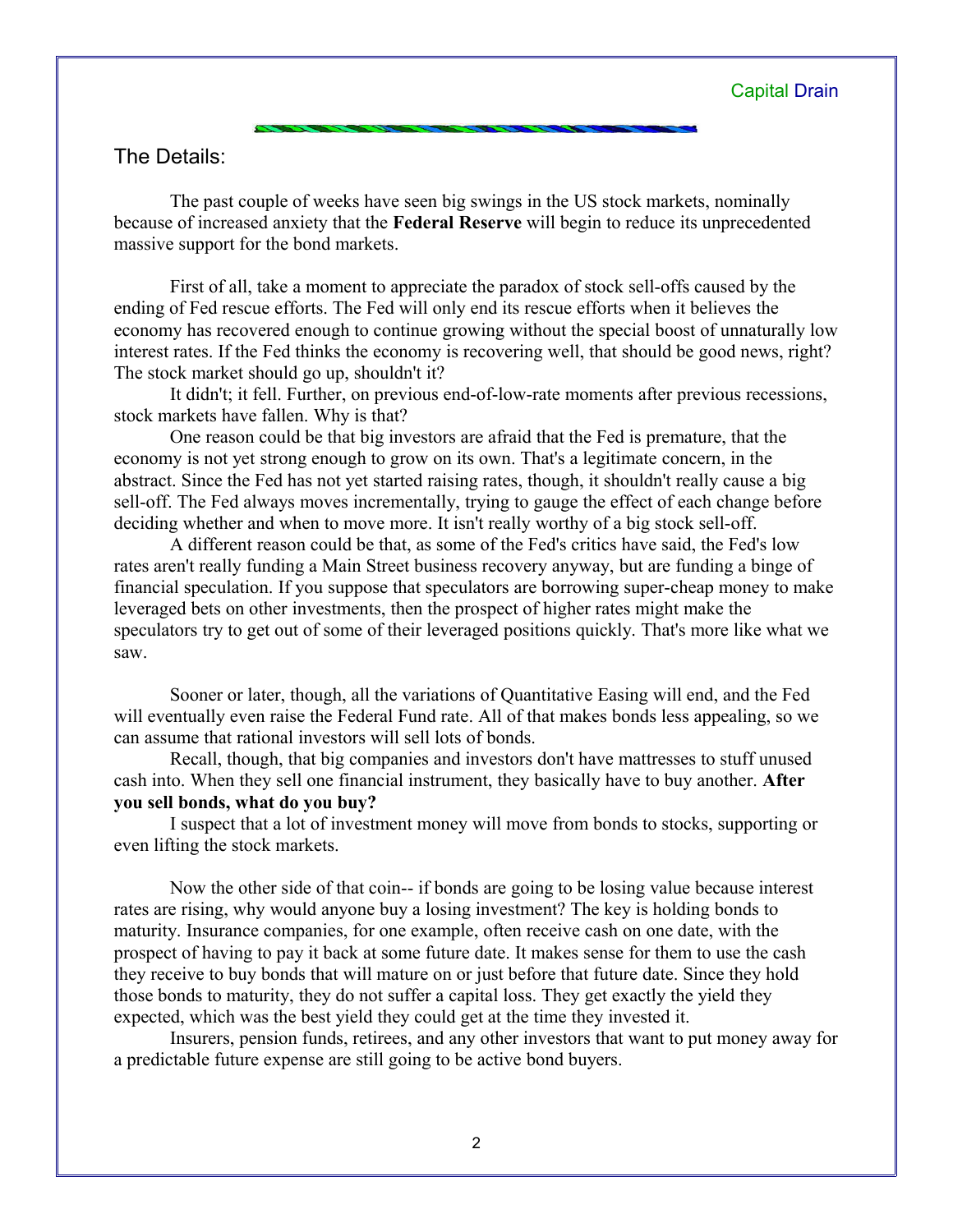## The Details:

The past couple of weeks have seen big swings in the US stock markets, nominally because of increased anxiety that the **Federal Reserve** will begin to reduce its unprecedented massive support for the bond markets.

First of all, take a moment to appreciate the paradox of stock sell-offs caused by the ending of Fed rescue efforts. The Fed will only end its rescue efforts when it believes the economy has recovered enough to continue growing without the special boost of unnaturally low interest rates. If the Fed thinks the economy is recovering well, that should be good news, right? The stock market should go up, shouldn't it?

It didn't; it fell. Further, on previous end-of-low-rate moments after previous recessions, stock markets have fallen. Why is that?

One reason could be that big investors are afraid that the Fed is premature, that the economy is not yet strong enough to grow on its own. That's a legitimate concern, in the abstract. Since the Fed has not yet started raising rates, though, it shouldn't really cause a big sell-off. The Fed always moves incrementally, trying to gauge the effect of each change before deciding whether and when to move more. It isn't really worthy of a big stock sell-off.

A different reason could be that, as some of the Fed's critics have said, the Fed's low rates aren't really funding a Main Street business recovery anyway, but are funding a binge of financial speculation. If you suppose that speculators are borrowing super-cheap money to make leveraged bets on other investments, then the prospect of higher rates might make the speculators try to get out of some of their leveraged positions quickly. That's more like what we saw.

Sooner or later, though, all the variations of Quantitative Easing will end, and the Fed will eventually even raise the Federal Fund rate. All of that makes bonds less appealing, so we can assume that rational investors will sell lots of bonds.

Recall, though, that big companies and investors don't have mattresses to stuff unused cash into. When they sell one financial instrument, they basically have to buy another. **After you sell bonds, what do you buy?**

I suspect that a lot of investment money will move from bonds to stocks, supporting or even lifting the stock markets.

Now the other side of that coin-- if bonds are going to be losing value because interest rates are rising, why would anyone buy a losing investment? The key is holding bonds to maturity. Insurance companies, for one example, often receive cash on one date, with the prospect of having to pay it back at some future date. It makes sense for them to use the cash they receive to buy bonds that will mature on or just before that future date. Since they hold those bonds to maturity, they do not suffer a capital loss. They get exactly the yield they expected, which was the best yield they could get at the time they invested it.

Insurers, pension funds, retirees, and any other investors that want to put money away for a predictable future expense are still going to be active bond buyers.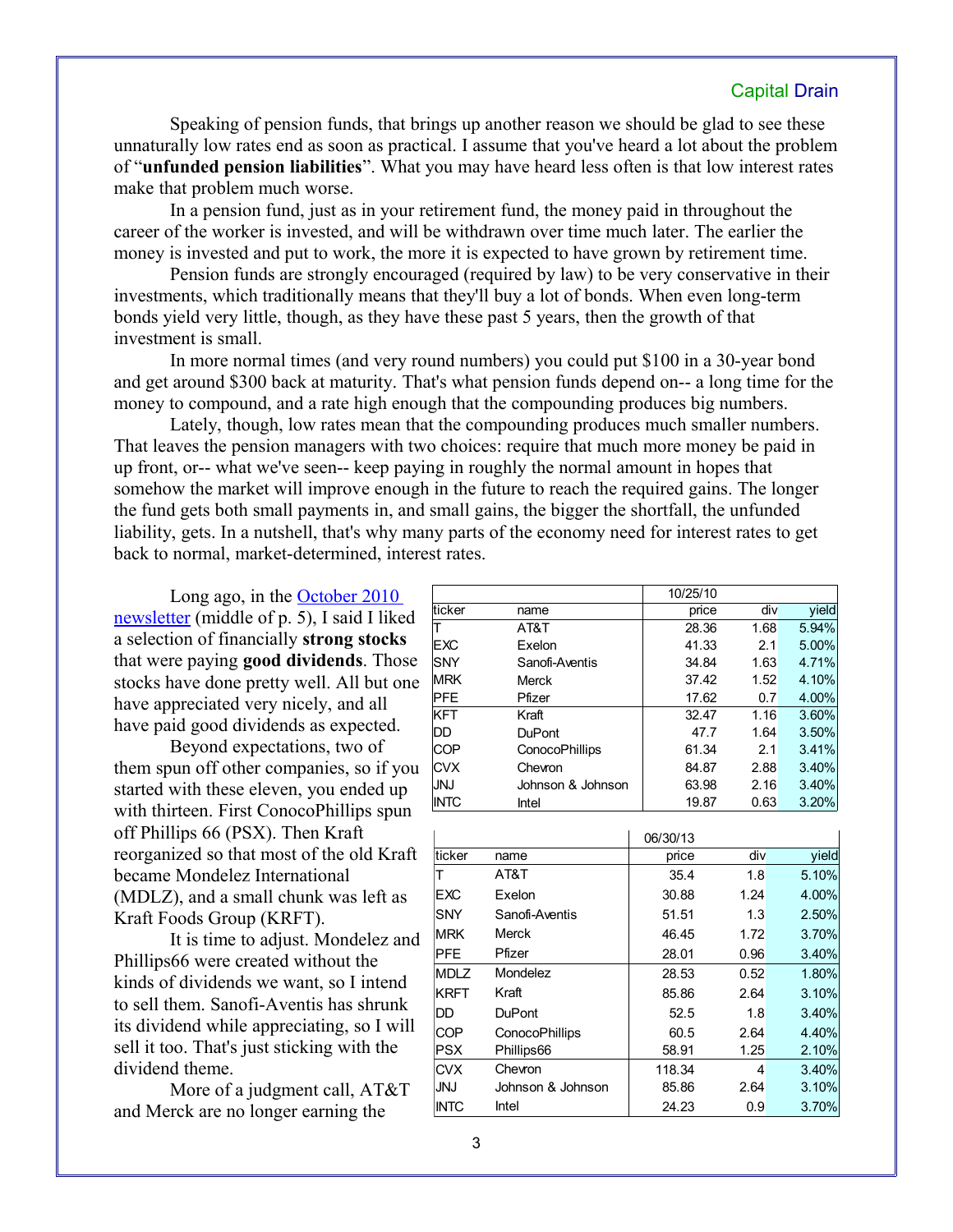Speaking of pension funds, that brings up another reason we should be glad to see these unnaturally low rates end as soon as practical. I assume that you've heard a lot about the problem of "**unfunded pension liabilities**". What you may have heard less often is that low interest rates make that problem much worse.

In a pension fund, just as in your retirement fund, the money paid in throughout the career of the worker is invested, and will be withdrawn over time much later. The earlier the money is invested and put to work, the more it is expected to have grown by retirement time.

Pension funds are strongly encouraged (required by law) to be very conservative in their investments, which traditionally means that they'll buy a lot of bonds. When even long-term bonds yield very little, though, as they have these past 5 years, then the growth of that investment is small.

In more normal times (and very round numbers) you could put $100 in a 30-year bond and get around $300 back at maturity. That's what pension funds depend on-- a long time for the money to compound, and a rate high enough that the compounding produces big numbers.

Lately, though, low rates mean that the compounding produces much smaller numbers. That leaves the pension managers with two choices: require that much more money be paid in up front, or-- what we've seen-- keep paying in roughly the normal amount in hopes that somehow the market will improve enough in the future to reach the required gains. The longer the fund gets both small payments in, and small gains, the bigger the shortfall, the unfunded liability, gets. In a nutshell, that's why many parts of the economy need for interest rates to get back to normal, market-determined, interest rates.

Long ago, in the [October 2010 newsletter](#) (middle of p. 5), I said I liked a selection of financially **strong stocks** that were paying **good dividends**. Those stocks have done pretty well. All but one have appreciated very nicely, and all have paid good dividends as expected.

Beyond expectations, two of them spun off other companies, so if you started with these eleven, you ended up with thirteen. First ConocoPhillips spun off Phillips 66 (PSX). Then Kraft reorganized so that most of the old Kraft became Mondelez International (MDLZ), and a small chunk was left as Kraft Foods Group (KRFT).

It is time to adjust. Mondelez and Phillips66 were created without the kinds of dividends we want, so I intend to sell them. Sanofi-Aventis has shrunk its dividend while appreciating, so I will sell it too. That's just sticking with the dividend theme.

More of a judgment call, AT&T and Merck are no longer earning the

| | | 10/25/10 | | |
|---|---|---|---|---|
| ticker | name | price | div | yield |
| T | AT&T | 28.36 | 1.68 | 5.94% |
| EXC | Exelon | 41.33 | 2.1 | 5.00% |
| SNY | Sanofi-Aventis | 34.84 | 1.63 | 4.71% |
| MRK | Merck | 37.42 | 1.52 | 4.10% |
| PFE | Pfizer | 17.62 | 0.7 | 4.00% |
| KFT | Kraft | 32.47 | 1.16 | 3.60% |
| DD | DuPont | 47.7 | 1.64 | 3.50% |
| COP | ConocoPhillips | 61.34 | 2.1 | 3.41% |
| CVX | Chevron | 84.87 | 2.88 | 3.40% |
| JNJ | Johnson & Johnson | 63.98 | 2.16 | 3.40% |
| INTC | Intel | 19.87 | 0.63 | 3.20% |

| | | 06/30/13 | | |
|---|---|---|---|---|
| ticker | name | price | div | yield |
| T | AT&T | 35.4 | 1.8 | 5.10% |
| EXC | Exelon | 30.88 | 1.24 | 4.00% |
| SNY | Sanofi-Aventis | 51.51 | 1.3 | 2.50% |
| MRK | Merck | 46.45 | 1.72 | 3.70% |
| PFE | Pfizer | 28.01 | 0.96 | 3.40% |
| MDLZ | Mondelez | 28.53 | 0.52 | 1.80% |
| KRFT | Kraft | 85.86 | 2.64 | 3.10% |
| DD | DuPont | 52.5 | 1.8 | 3.40% |
| COP | ConocoPhillips | 60.5 | 2.64 | 4.40% |
| PSX | Phillips66 | 58.91 | 1.25 | 2.10% |
| CVX | Chevron | 118.34 | 4 | 3.40% |
| JNJ | Johnson & Johnson | 85.86 | 2.64 | 3.10% |
| INTC | Intel | 24.23 | 0.9 | 3.70% |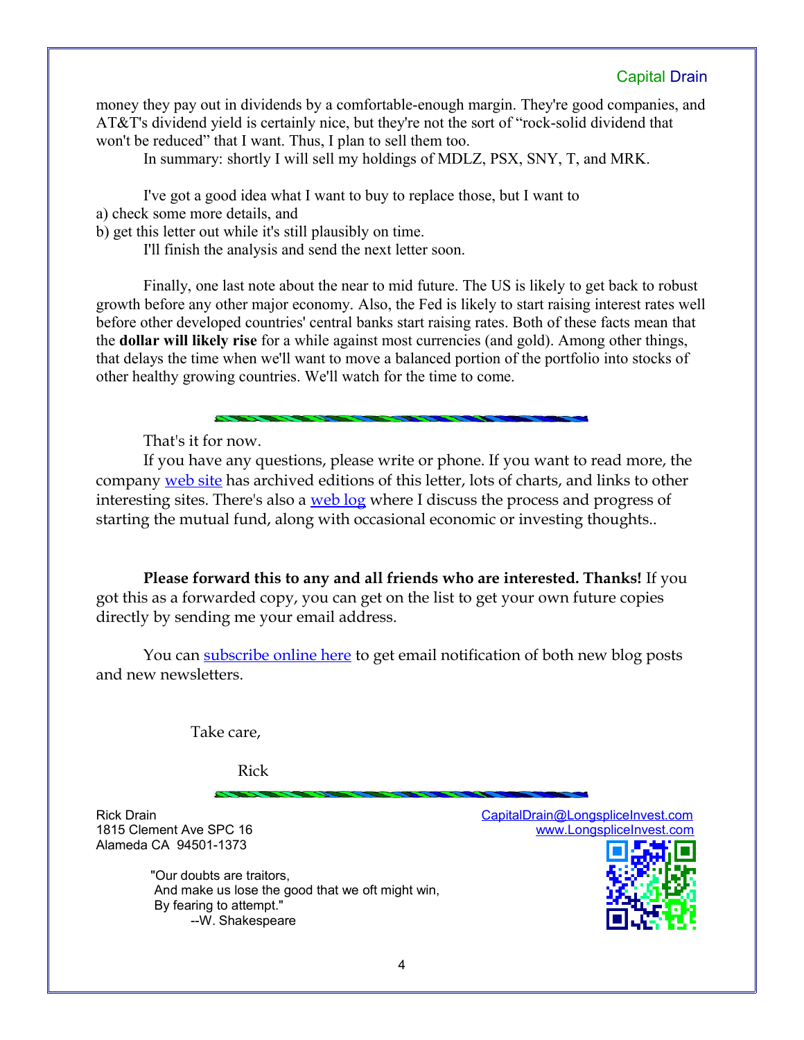money they pay out in dividends by a comfortable-enough margin. They're good companies, and AT&T's dividend yield is certainly nice, but they're not the sort of "rock-solid dividend that won't be reduced" that I want. Thus, I plan to sell them too.

In summary: shortly I will sell my holdings of MDLZ, PSX, SNY, T, and MRK.

I've got a good idea what I want to buy to replace those, but I want to
a) check some more details, and
b) get this letter out while it's still plausibly on time.

I'll finish the analysis and send the next letter soon.

Finally, one last note about the near to mid future. The US is likely to get back to robust growth before any other major economy. Also, the Fed is likely to start raising interest rates well before other developed countries' central banks start raising rates. Both of these facts mean that the **dollar will likely rise** for a while against most currencies (and gold). Among other things, that delays the time when we'll want to move a balanced portion of the portfolio into stocks of other healthy growing countries. We'll watch for the time to come.

---

That's it for now.

If you have any questions, please write or phone. If you want to read more, the company web site has archived editions of this letter, lots of charts, and links to other interesting sites. There's also a web log where I discuss the process and progress of starting the mutual fund, along with occasional economic or investing thoughts..

**Please forward this to any and all friends who are interested. Thanks!** If you got this as a forwarded copy, you can get on the list to get your own future copies directly by sending me your email address.

You can subscribe online here to get email notification of both new blog posts and new newsletters.

Take care,

Rick

---

Rick Drain
1815 Clement Ave SPC 16
Alameda CA 94501-1373

CapitalDrain@LongspliceInvest.com
www.LongspliceInvest.com

"Our doubts are traitors,
And make us lose the good that we oft might win,
By fearing to attempt."
--W. Shakespeare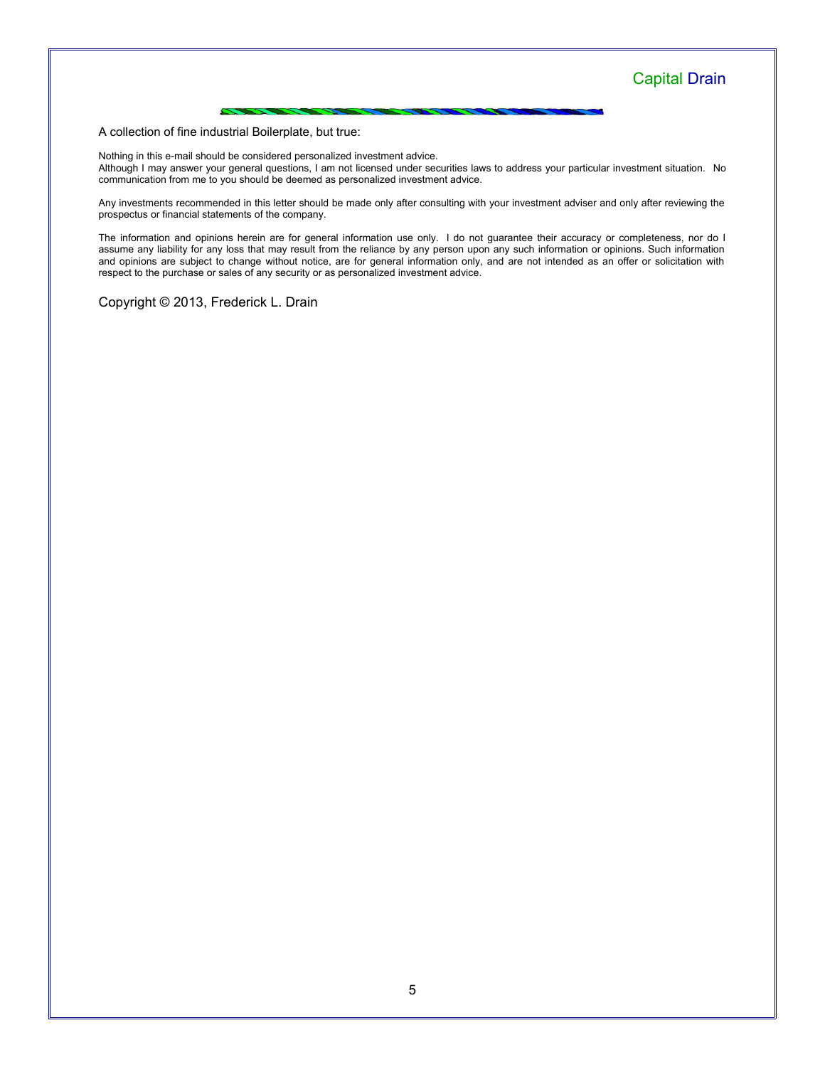A collection of fine industrial Boilerplate, but true:

Nothing in this e-mail should be considered personalized investment advice.
Although I may answer your general questions, I am not licensed under securities laws to address your particular investment situation. No communication from me to you should be deemed as personalized investment advice.

Any investments recommended in this letter should be made only after consulting with your investment adviser and only after reviewing the prospectus or financial statements of the company.

The information and opinions herein are for general information use only. I do not guarantee their accuracy or completeness, nor do I assume any liability for any loss that may result from the reliance by any person upon any such information or opinions. Such information and opinions are subject to change without notice, are for general information only, and are not intended as an offer or solicitation with respect to the purchase or sales of any security or as personalized investment advice.

Copyright © 2013, Frederick L. Drain